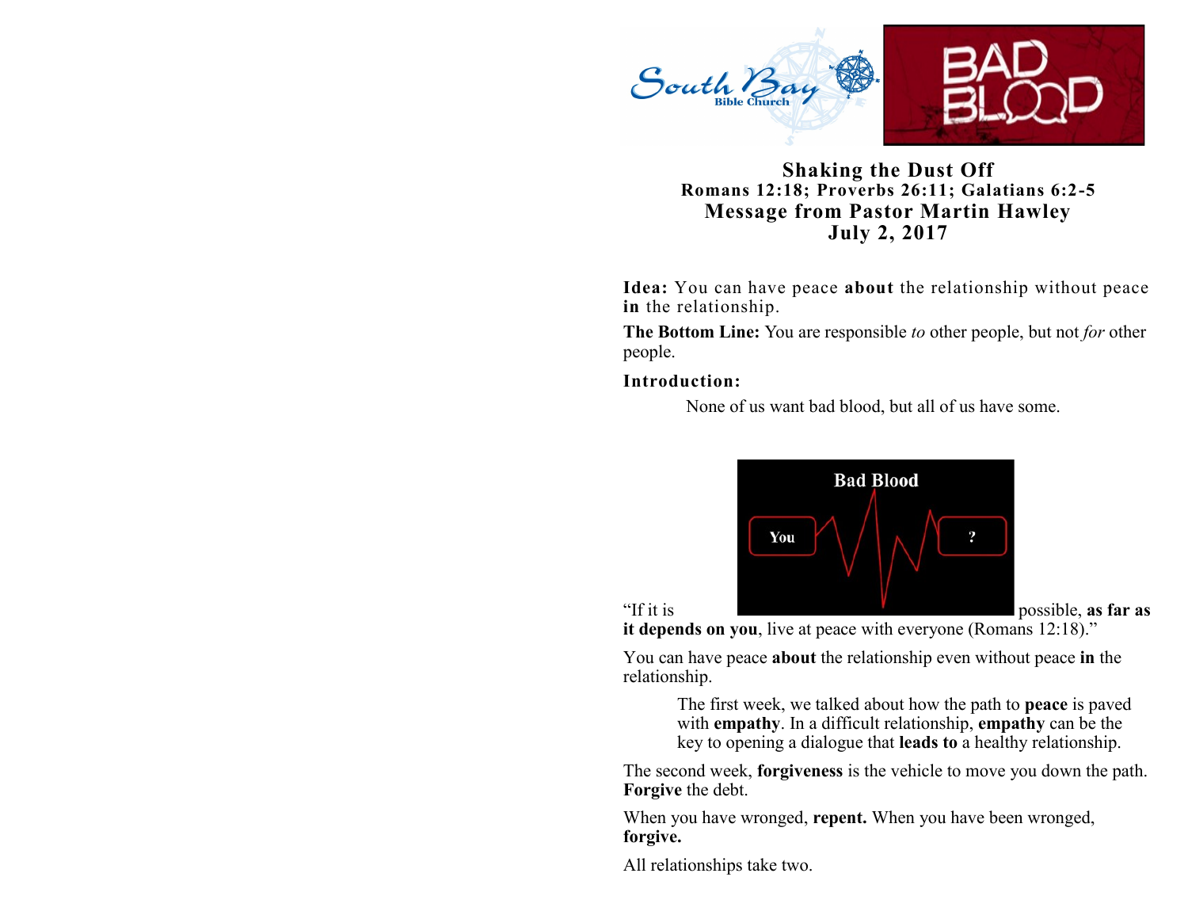# Shaking the Dust Off

**Romans 12:18; Proverbs 26:11; Galatians 6:2-5**

**Message from Pastor Martin Hawley**

**July 2, 2017**

**Idea:** You can have peace **about** the relationship without peace **in** the relationship.

**The Bottom Line:** You are responsible *to* other people, but not *for* other people.

**Introduction:**

None of us want bad blood, but all of us have some.

"If it is possible, **as far as it depends on you**, live at peace with everyone (Romans 12:18)."

You can have peace **about** the relationship even without peace **in** the relationship.

> The first week, we talked about how the path to **peace** is paved with **empathy**. In a difficult relationship, **empathy** can be the key to opening a dialogue that **leads to** a healthy relationship.

The second week, **forgiveness** is the vehicle to move you down the path. **Forgive** the debt.

When you have wronged, **repent.** When you have been wronged, **forgive.**

All relationships take two.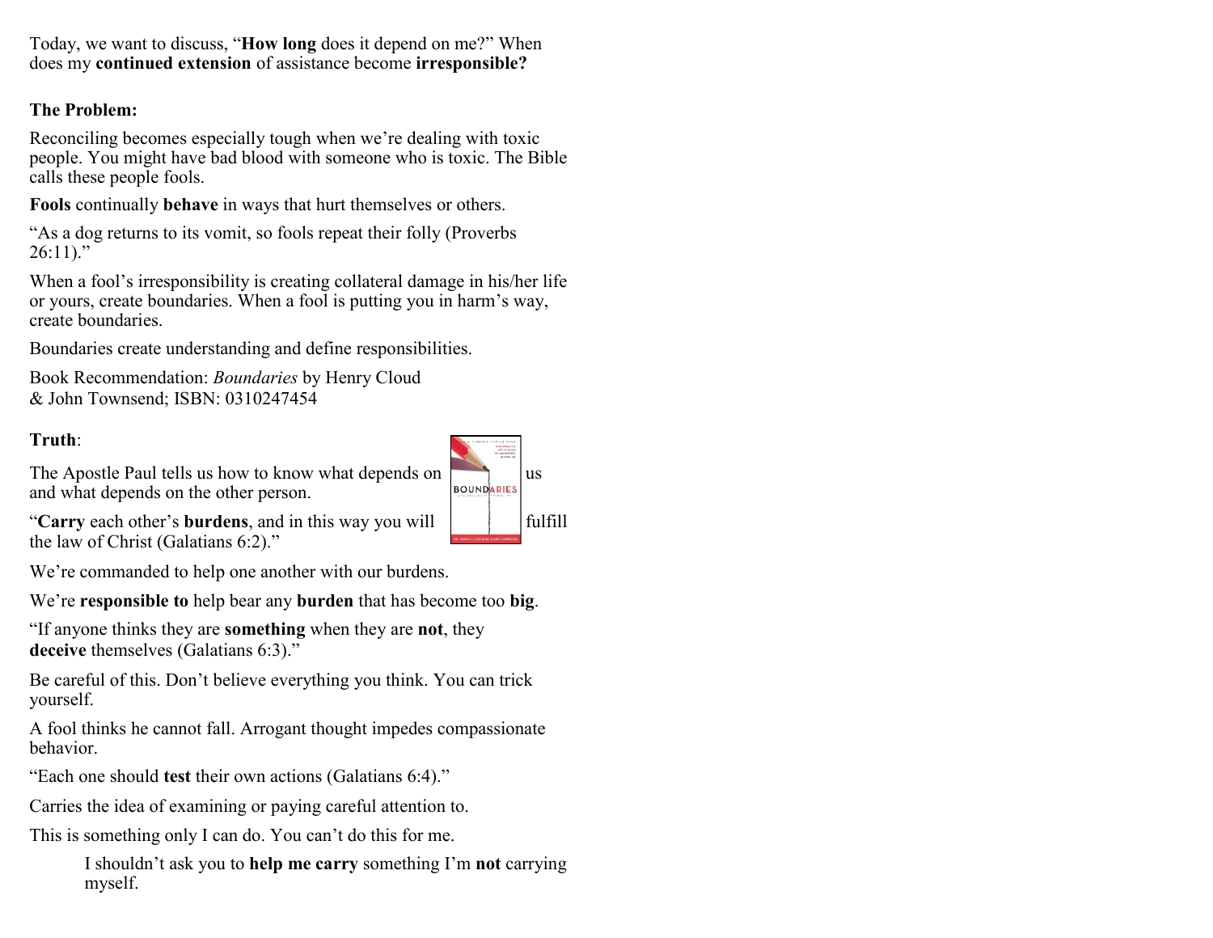Today, we want to discuss, "**How long** does it depend on me?" When does my **continued extension** of assistance become **irresponsible?**

**The Problem:**

Reconciling becomes especially tough when we're dealing with toxic people. You might have bad blood with someone who is toxic. The Bible calls these people fools.

**Fools** continually **behave** in ways that hurt themselves or others.

"As a dog returns to its vomit, so fools repeat their folly (Proverbs 26:11)."

When a fool's irresponsibility is creating collateral damage in his/her life or yours, create boundaries. When a fool is putting you in harm's way, create boundaries.

Boundaries create understanding and define responsibilities.

Book Recommendation: *Boundaries* by Henry Cloud & John Townsend; ISBN: 0310247454

**Truth**:

The Apostle Paul tells us how to know what depends on us and what depends on the other person.

"**Carry** each other's **burdens**, and in this way you will fulfill the law of Christ (Galatians 6:2)."

We're commanded to help one another with our burdens.

We're **responsible to** help bear any **burden** that has become too **big**.

"If anyone thinks they are **something** when they are **not**, they **deceive** themselves (Galatians 6:3)."

Be careful of this. Don't believe everything you think. You can trick yourself.

A fool thinks he cannot fall. Arrogant thought impedes compassionate behavior.

"Each one should **test** their own actions (Galatians 6:4)."

Carries the idea of examining or paying careful attention to.

This is something only I can do. You can't do this for me.

> I shouldn't ask you to **help me carry** something I'm **not** carrying myself.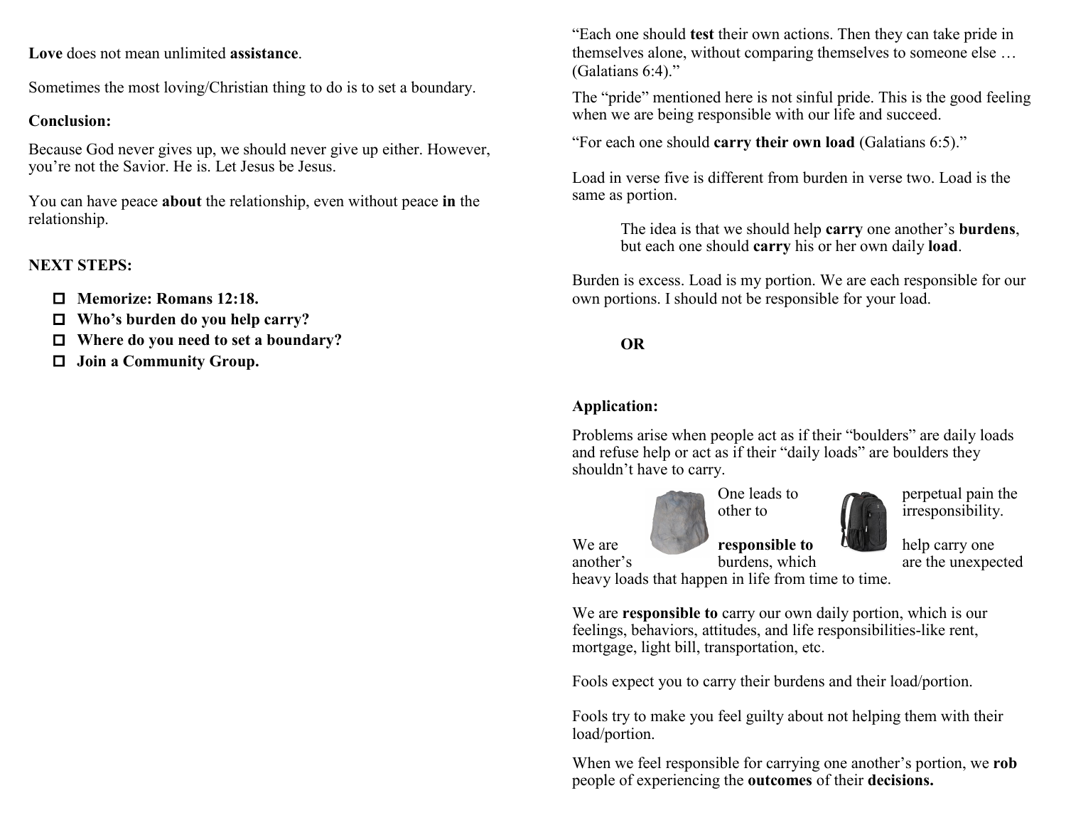**Love** does not mean unlimited **assistance**.

Sometimes the most loving/Christian thing to do is to set a boundary.

**Conclusion:**

Because God never gives up, we should never give up either. However, you're not the Savior. He is. Let Jesus be Jesus.

You can have peace **about** the relationship, even without peace **in** the relationship.

**NEXT STEPS:**

- ☐ **Memorize: Romans 12:18.**
- ☐ **Who's burden do you help carry?**
- ☐ **Where do you need to set a boundary?**
- ☐ **Join a Community Group.**

"Each one should **test** their own actions. Then they can take pride in themselves alone, without comparing themselves to someone else … (Galatians 6:4)."

The "pride" mentioned here is not sinful pride. This is the good feeling when we are being responsible with our life and succeed.

"For each one should **carry their own load** (Galatians 6:5)."

Load in verse five is different from burden in verse two. Load is the same as portion.

> The idea is that we should help **carry** one another's **burdens**, but each one should **carry** his or her own daily **load**.

Burden is excess. Load is my portion. We are each responsible for our own portions. I should not be responsible for your load.

**OR**

**Application:**

Problems arise when people act as if their "boulders" are daily loads and refuse help or act as if their "daily loads" are boulders they shouldn't have to carry.

One leads to perpetual pain the other to irresponsibility.

We are **responsible to** help carry one another's burdens, which are the unexpected heavy loads that happen in life from time to time.

We are **responsible to** carry our own daily portion, which is our feelings, behaviors, attitudes, and life responsibilities-like rent, mortgage, light bill, transportation, etc.

Fools expect you to carry their burdens and their load/portion.

Fools try to make you feel guilty about not helping them with their load/portion.

When we feel responsible for carrying one another's portion, we **rob** people of experiencing the **outcomes** of their **decisions.**